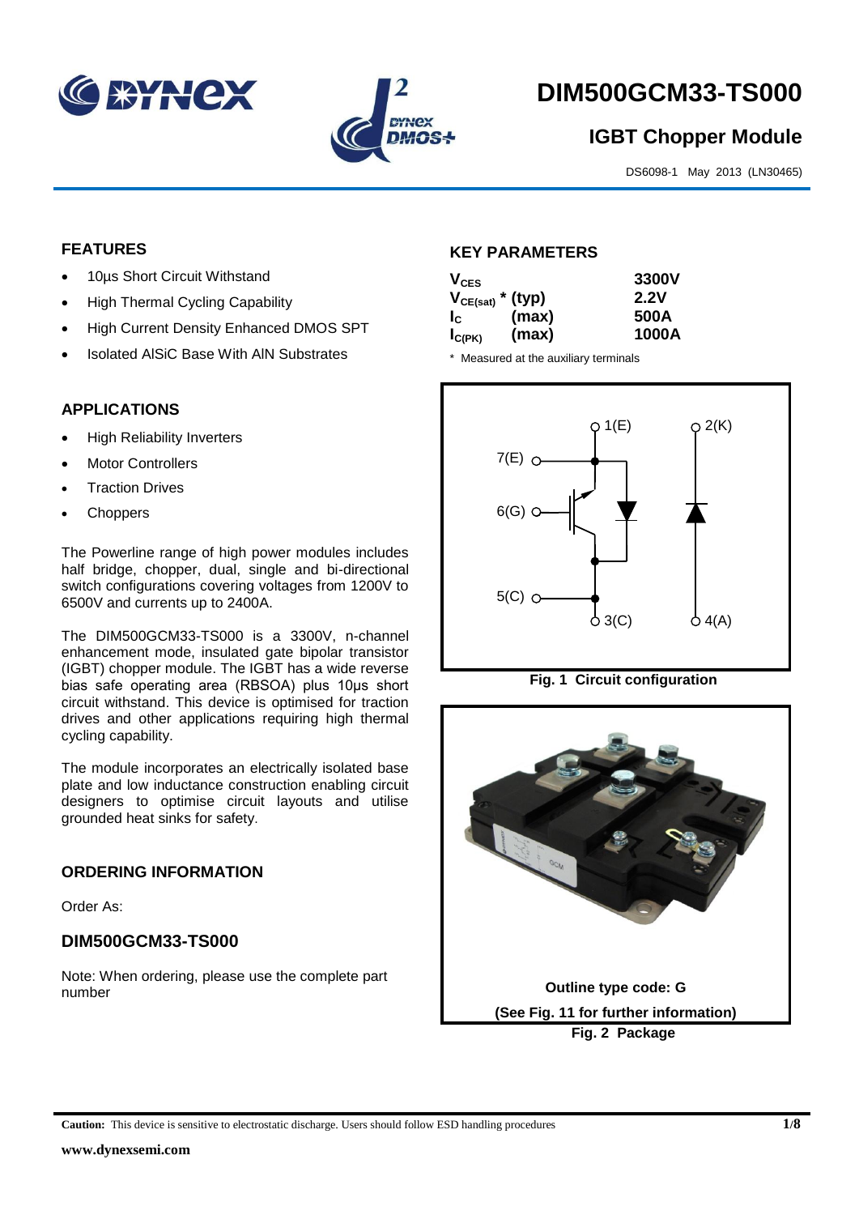# DIM500GCM33-TS000

## IGBT Chopper Module

DS6098-1 May 2013 (LN30465)

### FEATURES

- 10µs Short Circuit Withstand
- High Thermal Cycling Capability
- High Current Density Enhanced DMOS SPT
- Isolated AlSiC Base With AlN Substrates

### APPLICATIONS

- High Reliability Inverters
- Motor Controllers
- Traction Drives
- Choppers

The Powerline range of high power modules includes half bridge, chopper, dual, single and bi-directional switch configurations covering voltages from 1200V to 6500V and currents up to 2400A.

The DIM500GCM33-TS000 is a 3300V, n-channel enhancement mode, insulated gate bipolar transistor (IGBT) chopper module. The IGBT has a wide reverse bias safe operating area (RBSOA) plus 10µs short circuit withstand. This device is optimised for traction drives and other applications requiring high thermal cycling capability.

The module incorporates an electrically isolated base plate and low inductance construction enabling circuit designers to optimise circuit layouts and utilise grounded heat sinks for safety.

### ORDERING INFORMATION

Order As:

### DIM500GCM33-TS000

Note: When ordering, please use the complete part number

### KEY PARAMETERS

| Parameter | | Value |
|---|---|---|
| $V_{CES}$ | | 3300V |
| $V_{CE(sat)}$ * | (typ) | 2.2V |
| $I_C$ | (max) | 500A |
| $I_{C(PK)}$ | (max) | 1000A |

\* Measured at the auxiliary terminals

Fig. 1 Circuit configuration

Outline type code: G

(See Fig. 11 for further information)

Fig. 2 Package

**Caution:** This device is sensitive to electrostatic discharge. Users should follow ESD handling procedures

www.dynexsemi.com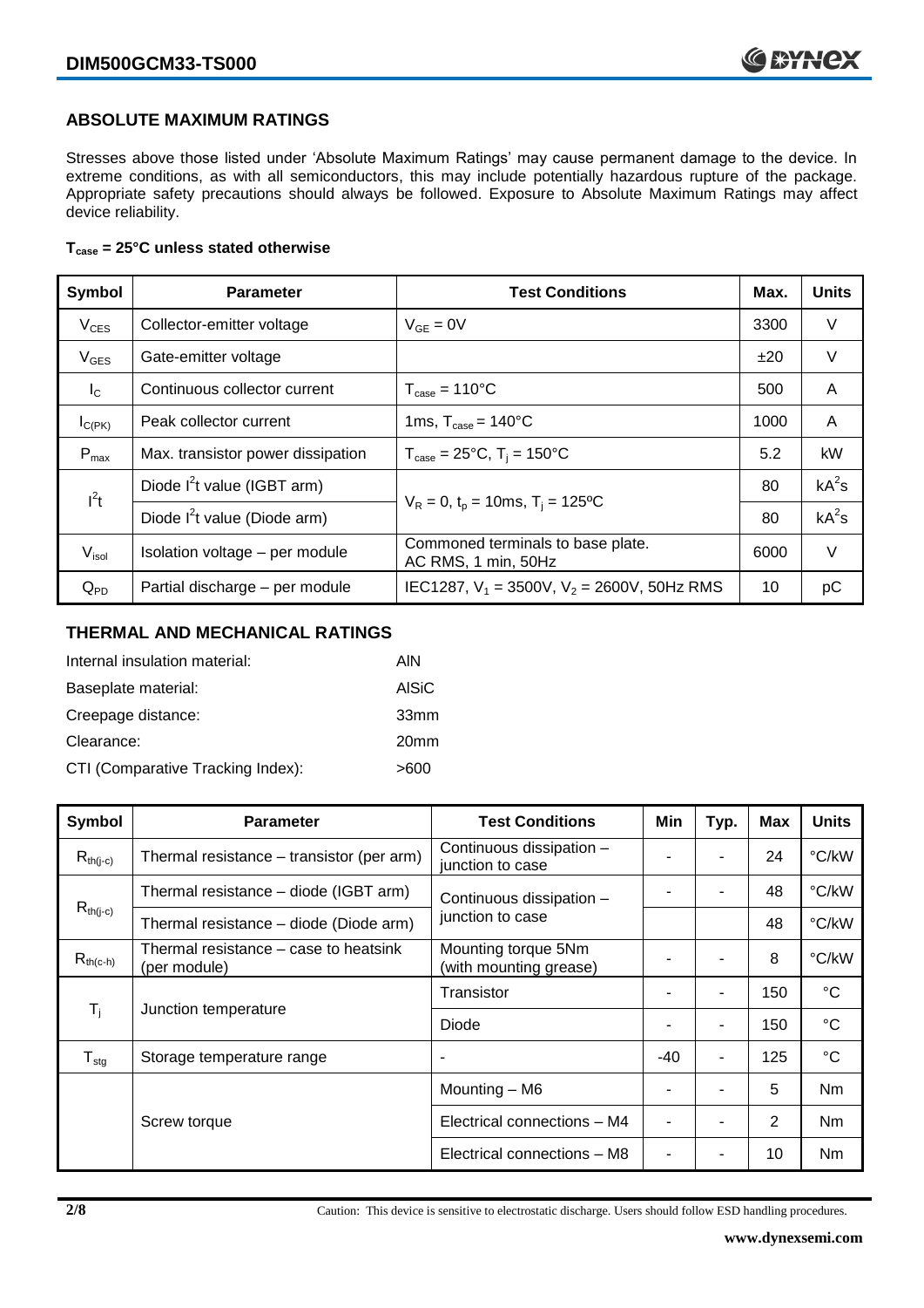## ABSOLUTE MAXIMUM RATINGS

Stresses above those listed under 'Absolute Maximum Ratings' may cause permanent damage to the device. In extreme conditions, as with all semiconductors, this may include potentially hazardous rupture of the package. Appropriate safety precautions should always be followed. Exposure to Absolute Maximum Ratings may affect device reliability.

**$T_{case}$ = 25°C unless stated otherwise**

| Symbol | Parameter | Test Conditions | Max. | Units |
|---|---|---|---|---|
| $V_{CES}$ | Collector-emitter voltage | $V_{GE}$ = 0V | 3300 | V |
| $V_{GES}$ | Gate-emitter voltage | | ±20 | V |
| $I_C$ | Continuous collector current | $T_{case}$ = 110°C | 500 | A |
| $I_{C(PK)}$ | Peak collector current | 1ms, $T_{case}$ = 140°C | 1000 | A |
| $P_{max}$ | Max. transistor power dissipation | $T_{case}$ = 25°C, $T_j$ = 150°C | 5.2 | kW |
| $I^2t$ | Diode $I^2t$ value (IGBT arm) | $V_R$ = 0, $t_p$ = 10ms, $T_j$ = 125ºC | 80 | $kA^2s$ |
| | Diode $I^2t$ value (Diode arm) | | 80 | $kA^2s$ |
| $V_{isol}$ | Isolation voltage – per module | Commoned terminals to base plate. AC RMS, 1 min, 50Hz | 6000 | V |
| $Q_{PD}$ | Partial discharge – per module | IEC1287, $V_1$ = 3500V, $V_2$ = 2600V, 50Hz RMS | 10 | pC |

## THERMAL AND MECHANICAL RATINGS

Internal insulation material: AlN

Baseplate material: AlSiC

Creepage distance: 33mm

Clearance: 20mm

CTI (Comparative Tracking Index): >600

| Symbol | Parameter | Test Conditions | Min | Typ. | Max | Units |
|---|---|---|---|---|---|---|
| $R_{th(j-c)}$ | Thermal resistance – transistor (per arm) | Continuous dissipation – junction to case | - | - | 24 | °C/kW |
| $R_{th(j-c)}$ | Thermal resistance – diode (IGBT arm) | Continuous dissipation – junction to case | - | - | 48 | °C/kW |
| | Thermal resistance – diode (Diode arm) | | | | 48 | °C/kW |
| $R_{th(c-h)}$ | Thermal resistance – case to heatsink (per module) | Mounting torque 5Nm (with mounting grease) | - | - | 8 | °C/kW |
| $T_j$ | Junction temperature | Transistor | - | - | 150 | °C |
| | | Diode | - | - | 150 | °C |
| $T_{stg}$ | Storage temperature range | - | -40 | - | 125 | °C |
| | Screw torque | Mounting – M6 | - | - | 5 | Nm |
| | | Electrical connections – M4 | - | - | 2 | Nm |
| | | Electrical connections – M8 | - | - | 10 | Nm |

Caution: This device is sensitive to electrostatic discharge. Users should follow ESD handling procedures.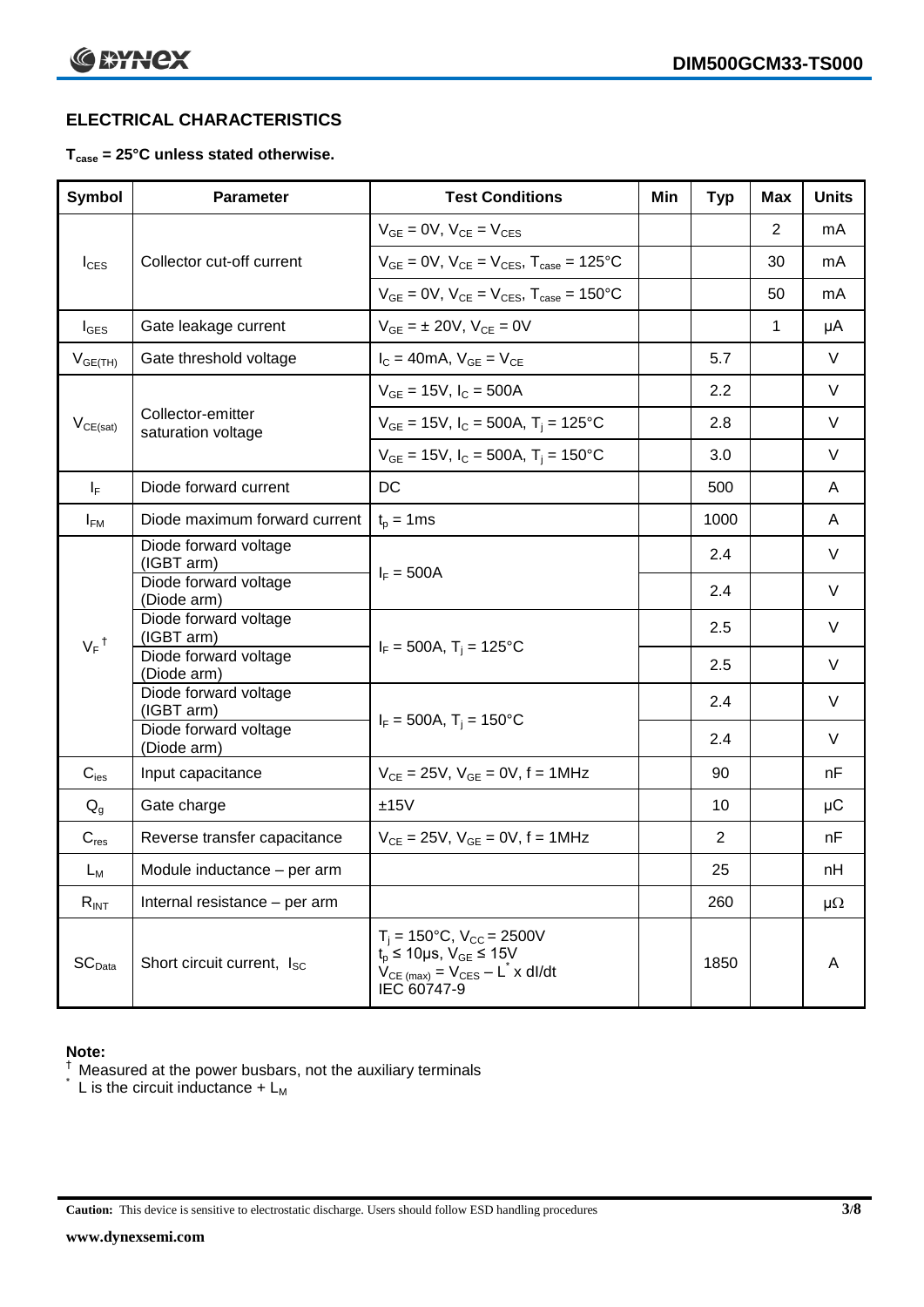## ELECTRICAL CHARACTERISTICS

**$T_{case}$ = 25°C unless stated otherwise.**

| Symbol | Parameter | Test Conditions | Min | Typ | Max | Units |
|---|---|---|---|---|---|---|
| $I_{CES}$ | Collector cut-off current | $V_{GE}$ = 0V, $V_{CE}$ = $V_{CES}$ | | | 2 | mA |
| | | $V_{GE}$ = 0V, $V_{CE}$ = $V_{CES}$, $T_{case}$ = 125°C | | | 30 | mA |
| | | $V_{GE}$ = 0V, $V_{CE}$ = $V_{CES}$, $T_{case}$ = 150°C | | | 50 | mA |
| $I_{GES}$ | Gate leakage current | $V_{GE}$ = ± 20V, $V_{CE}$ = 0V | | | 1 | µA |
| $V_{GE(TH)}$ | Gate threshold voltage | $I_C$ = 40mA, $V_{GE}$ = $V_{CE}$ | | 5.7 | | V |
| $V_{CE(sat)}$ | Collector-emitter saturation voltage | $V_{GE}$ = 15V, $I_C$ = 500A | | 2.2 | | V |
| | | $V_{GE}$ = 15V, $I_C$ = 500A, $T_j$ = 125°C | | 2.8 | | V |
| | | $V_{GE}$ = 15V, $I_C$ = 500A, $T_j$ = 150°C | | 3.0 | | V |
| $I_F$ | Diode forward current | DC | | 500 | | A |
| $I_{FM}$ | Diode maximum forward current | $t_p$ = 1ms | | 1000 | | A |
| $V_F$ † | Diode forward voltage (IGBT arm) | $I_F$ = 500A | | 2.4 | | V |
| | Diode forward voltage (Diode arm) | | | 2.4 | | V |
| | Diode forward voltage (IGBT arm) | $I_F$ = 500A, $T_j$ = 125°C | | 2.5 | | V |
| | Diode forward voltage (Diode arm) | | | 2.5 | | V |
| | Diode forward voltage (IGBT arm) | $I_F$ = 500A, $T_j$ = 150°C | | 2.4 | | V |
| | Diode forward voltage (Diode arm) | | | 2.4 | | V |
| $C_{ies}$ | Input capacitance | $V_{CE}$ = 25V, $V_{GE}$ = 0V, f = 1MHz | | 90 | | nF |
| $Q_g$ | Gate charge | ±15V | | 10 | | µC |
| $C_{res}$ | Reverse transfer capacitance | $V_{CE}$ = 25V, $V_{GE}$ = 0V, f = 1MHz | | 2 | | nF |
| $L_M$ | Module inductance – per arm | | | 25 | | nH |
| $R_{INT}$ | Internal resistance – per arm | | | 260 | | µΩ |
| $SC_{Data}$ | Short circuit current, $I_{SC}$ | $T_j$ = 150°C, $V_{CC}$ = 2500V; $t_p$ ≤ 10µs, $V_{GE}$ ≤ 15V; $V_{CE (max)}$ = $V_{CES}$ – $L^*$ x dI/dt; IEC 60747-9 | | 1850 | | A |

**Note:**

† Measured at the power busbars, not the auxiliary terminals

\* L is the circuit inductance + $L_M$

**Caution:** This device is sensitive to electrostatic discharge. Users should follow ESD handling procedures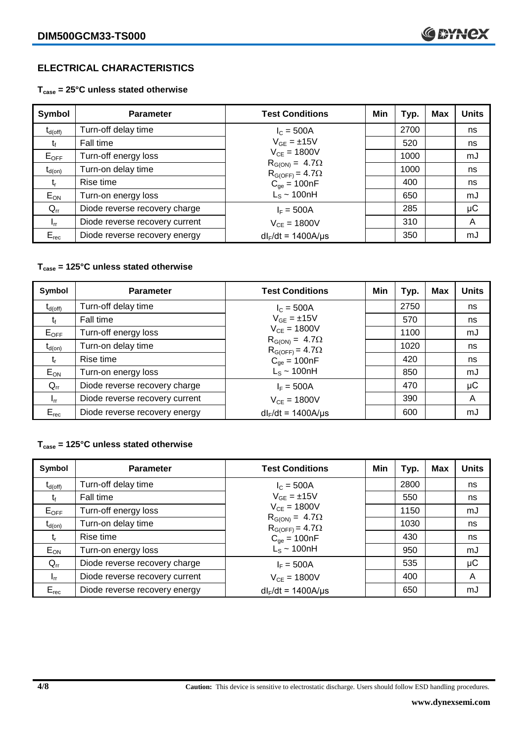## ELECTRICAL CHARACTERISTICS

### $T_{case}$ = 25°C unless stated otherwise

| Symbol | Parameter | Test Conditions | Min | Typ. | Max | Units |
|---|---|---|---|---|---|---|
| $t_{d(off)}$ | Turn-off delay time | $I_C$ = 500A | | 2700 | | ns |
| $t_f$ | Fall time | $V_{GE}$ = ±15V | | 520 | | ns |
| $E_{OFF}$ | Turn-off energy loss | $V_{CE}$ = 1800V | | 1000 | | mJ |
| $t_{d(on)}$ | Turn-on delay time | $R_{G(ON)}$ = 4.7Ω, $R_{G(OFF)}$ = 4.7Ω | | 1000 | | ns |
| $t_r$ | Rise time | $C_{ge}$ = 100nF | | 400 | | ns |
| $E_{ON}$ | Turn-on energy loss | $L_S$ ~ 100nH | | 650 | | mJ |
| $Q_{rr}$ | Diode reverse recovery charge | $I_F$ = 500A | | 285 | | µC |
| $I_{rr}$ | Diode reverse recovery current | $V_{CE}$ = 1800V | | 310 | | A |
| $E_{rec}$ | Diode reverse recovery energy | $dI_F/dt$ = 1400A/µs | | 350 | | mJ |

### $T_{case}$ = 125°C unless stated otherwise

| Symbol | Parameter | Test Conditions | Min | Typ. | Max | Units |
|---|---|---|---|---|---|---|
| $t_{d(off)}$ | Turn-off delay time | $I_C$ = 500A | | 2750 | | ns |
| $t_f$ | Fall time | $V_{GE}$ = ±15V | | 570 | | ns |
| $E_{OFF}$ | Turn-off energy loss | $V_{CE}$ = 1800V | | 1100 | | mJ |
| $t_{d(on)}$ | Turn-on delay time | $R_{G(ON)}$ = 4.7Ω, $R_{G(OFF)}$ = 4.7Ω | | 1020 | | ns |
| $t_r$ | Rise time | $C_{ge}$ = 100nF | | 420 | | ns |
| $E_{ON}$ | Turn-on energy loss | $L_S$ ~ 100nH | | 850 | | mJ |
| $Q_{rr}$ | Diode reverse recovery charge | $I_F$ = 500A | | 470 | | µC |
| $I_{rr}$ | Diode reverse recovery current | $V_{CE}$ = 1800V | | 390 | | A |
| $E_{rec}$ | Diode reverse recovery energy | $dI_F/dt$ = 1400A/µs | | 600 | | mJ |

### $T_{case}$ = 125°C unless stated otherwise

| Symbol | Parameter | Test Conditions | Min | Typ. | Max | Units |
|---|---|---|---|---|---|---|
| $t_{d(off)}$ | Turn-off delay time | $I_C$ = 500A | | 2800 | | ns |
| $t_f$ | Fall time | $V_{GE}$ = ±15V | | 550 | | ns |
| $E_{OFF}$ | Turn-off energy loss | $V_{CE}$ = 1800V | | 1150 | | mJ |
| $t_{d(on)}$ | Turn-on delay time | $R_{G(ON)}$ = 4.7Ω, $R_{G(OFF)}$ = 4.7Ω | | 1030 | | ns |
| $t_r$ | Rise time | $C_{ge}$ = 100nF | | 430 | | ns |
| $E_{ON}$ | Turn-on energy loss | $L_S$ ~ 100nH | | 950 | | mJ |
| $Q_{rr}$ | Diode reverse recovery charge | $I_F$ = 500A | | 535 | | µC |
| $I_{rr}$ | Diode reverse recovery current | $V_{CE}$ = 1800V | | 400 | | A |
| $E_{rec}$ | Diode reverse recovery energy | $dI_F/dt$ = 1400A/µs | | 650 | | mJ |

**Caution:** This device is sensitive to electrostatic discharge. Users should follow ESD handling procedures.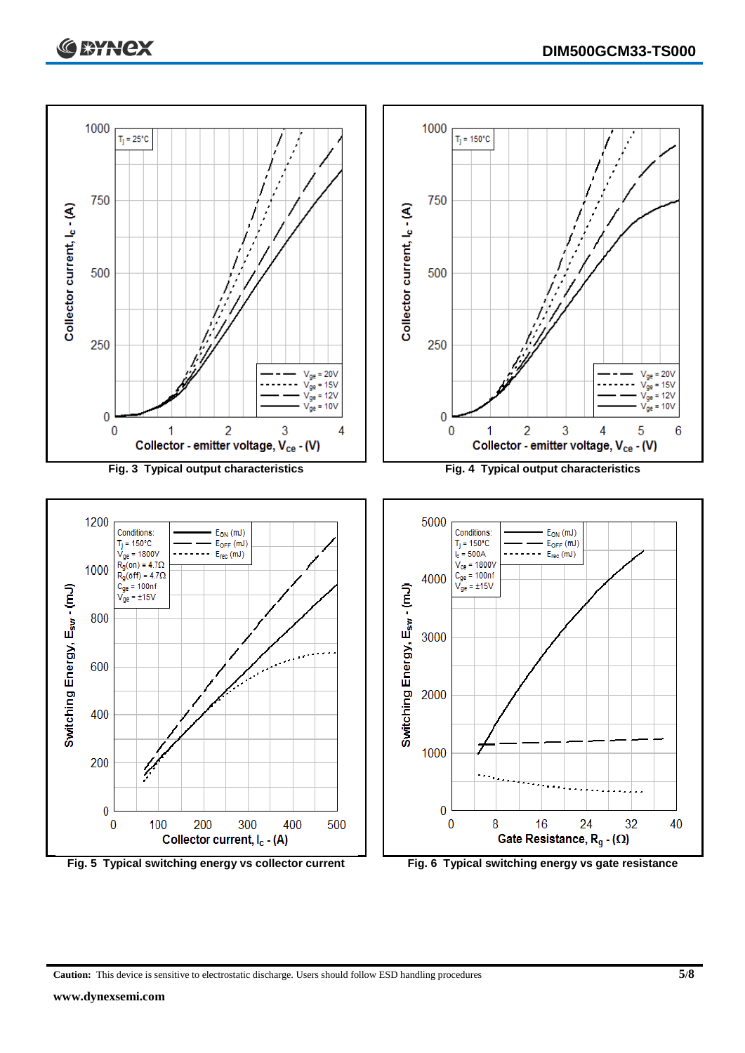Fig. 3 Typical output characteristics

Fig. 4 Typical output characteristics

Fig. 5 Typical switching energy vs collector current

Fig. 6 Typical switching energy vs gate resistance

**Caution:** This device is sensitive to electrostatic discharge. Users should follow ESD handling procedures

**www.dynexsemi.com**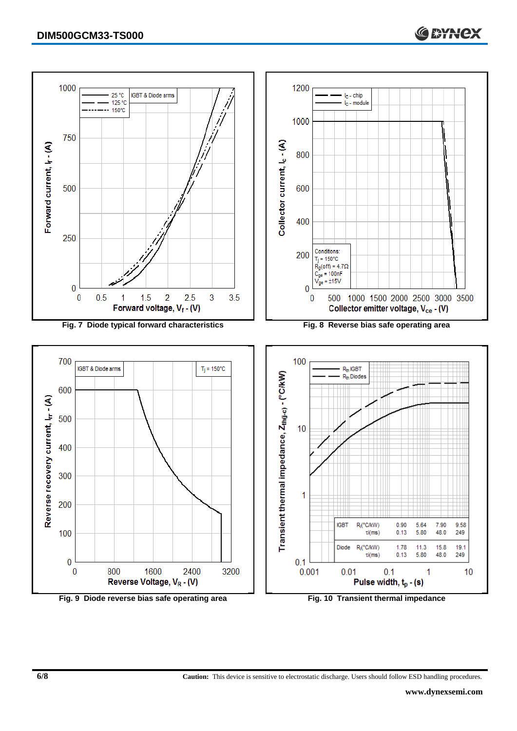Fig. 7 Diode typical forward characteristics

Fig. 8 Reverse bias safe operating area

Fig. 9 Diode reverse bias safe operating area

| | | | | | |
|---|---|---|---|---|---|
| IGBT | $R_i$(°C/kW) | 0.90 | 5.64 | 7.90 | 9.58 |
| | τi(ms) | 0.13 | 5.80 | 48.0 | 249 |
| Diode | $R_i$(°C/kW) | 1.78 | 11.3 | 15.8 | 19.1 |
| | τi(ms) | 0.13 | 5.80 | 48.0 | 249 |

Fig. 10 Transient thermal impedance

**Caution:** This device is sensitive to electrostatic discharge. Users should follow ESD handling procedures.

**www.dynexsemi.com**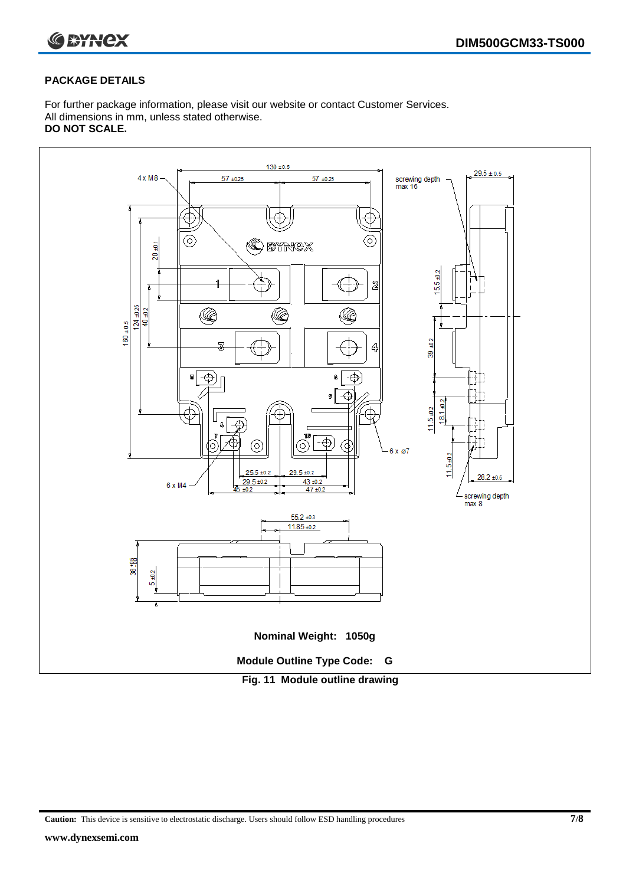## PACKAGE DETAILS

For further package information, please visit our website or contact Customer Services.
All dimensions in mm, unless stated otherwise.
**DO NOT SCALE.**

**Nominal Weight: 1050g**

**Module Outline Type Code: G**

**Fig. 11 Module outline drawing**

**Caution:** This device is sensitive to electrostatic discharge. Users should follow ESD handling procedures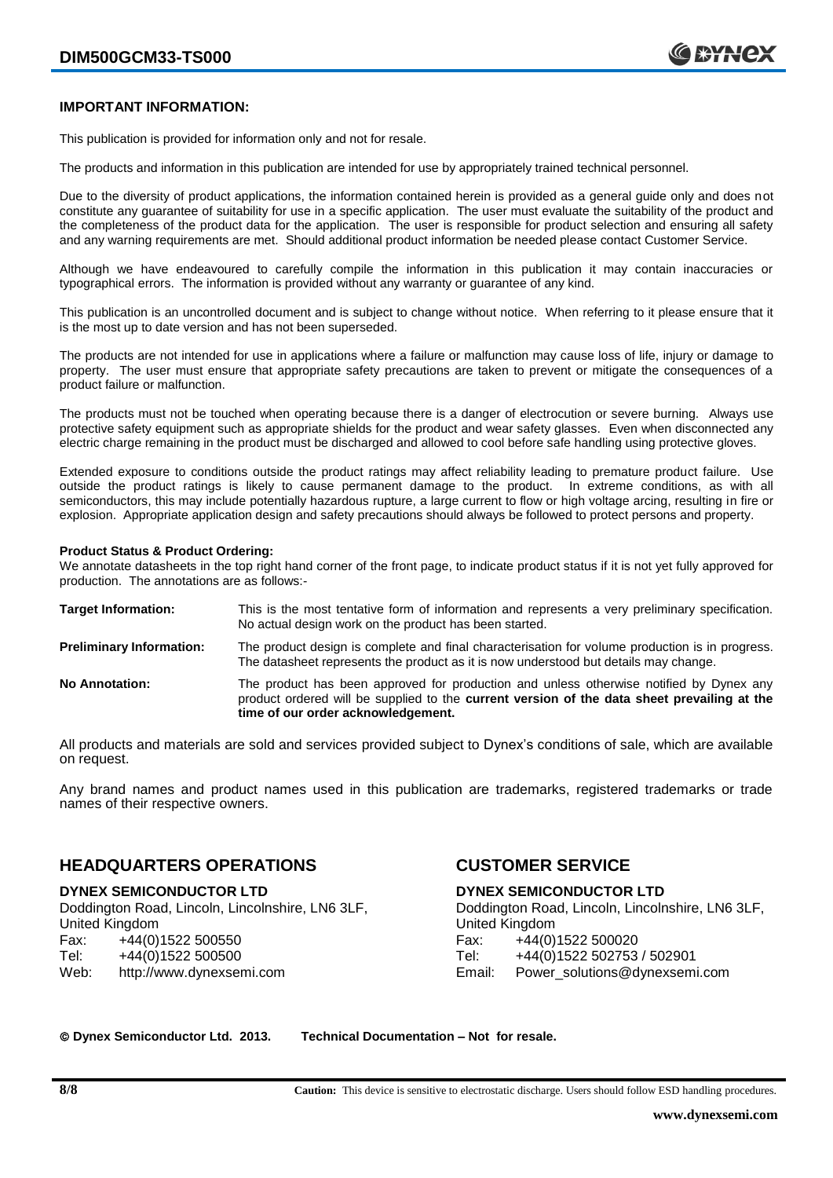**IMPORTANT INFORMATION:**

This publication is provided for information only and not for resale.

The products and information in this publication are intended for use by appropriately trained technical personnel.

Due to the diversity of product applications, the information contained herein is provided as a general guide only and does not constitute any guarantee of suitability for use in a specific application. The user must evaluate the suitability of the product and the completeness of the product data for the application. The user is responsible for product selection and ensuring all safety and any warning requirements are met. Should additional product information be needed please contact Customer Service.

Although we have endeavoured to carefully compile the information in this publication it may contain inaccuracies or typographical errors. The information is provided without any warranty or guarantee of any kind.

This publication is an uncontrolled document and is subject to change without notice. When referring to it please ensure that it is the most up to date version and has not been superseded.

The products are not intended for use in applications where a failure or malfunction may cause loss of life, injury or damage to property. The user must ensure that appropriate safety precautions are taken to prevent or mitigate the consequences of a product failure or malfunction.

The products must not be touched when operating because there is a danger of electrocution or severe burning. Always use protective safety equipment such as appropriate shields for the product and wear safety glasses. Even when disconnected any electric charge remaining in the product must be discharged and allowed to cool before safe handling using protective gloves.

Extended exposure to conditions outside the product ratings may affect reliability leading to premature product failure. Use outside the product ratings is likely to cause permanent damage to the product. In extreme conditions, as with all semiconductors, this may include potentially hazardous rupture, a large current to flow or high voltage arcing, resulting in fire or explosion. Appropriate application design and safety precautions should always be followed to protect persons and property.

**Product Status & Product Ordering:**
We annotate datasheets in the top right hand corner of the front page, to indicate product status if it is not yet fully approved for production. The annotations are as follows:-

| | |
|---|---|
| **Target Information:** | This is the most tentative form of information and represents a very preliminary specification. No actual design work on the product has been started. |
| **Preliminary Information:** | The product design is complete and final characterisation for volume production is in progress. The datasheet represents the product as it is now understood but details may change. |
| **No Annotation:** | The product has been approved for production and unless otherwise notified by Dynex any product ordered will be supplied to the **current version of the data sheet prevailing at the time of our order acknowledgement.** |

All products and materials are sold and services provided subject to Dynex's conditions of sale, which are available on request.

Any brand names and product names used in this publication are trademarks, registered trademarks or trade names of their respective owners.

## HEADQUARTERS OPERATIONS

**DYNEX SEMICONDUCTOR LTD**
Doddington Road, Lincoln, Lincolnshire, LN6 3LF, United Kingdom
Fax: +44(0)1522 500550
Tel: +44(0)1522 500500
Web: http://www.dynexsemi.com

## CUSTOMER SERVICE

**DYNEX SEMICONDUCTOR LTD**
Doddington Road, Lincoln, Lincolnshire, LN6 3LF, United Kingdom
Fax: +44(0)1522 500020
Tel: +44(0)1522 502753 / 502901
Email: Power_solutions@dynexsemi.com

**© Dynex Semiconductor Ltd. 2013. Technical Documentation – Not for resale.**